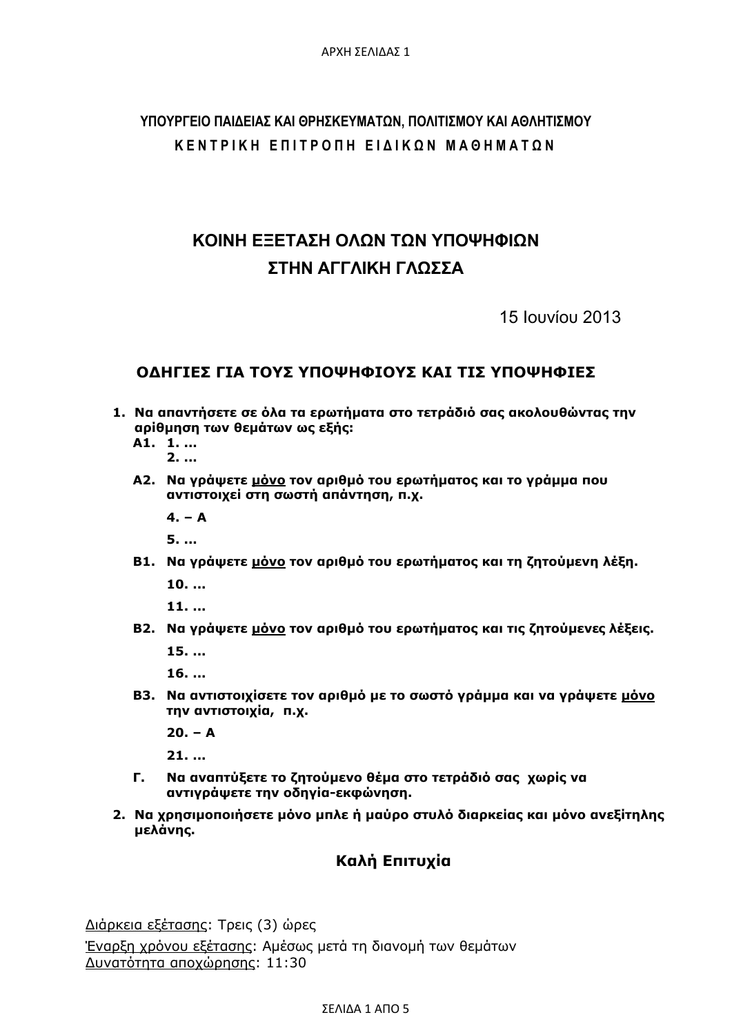**ΥΠΟΥΡΓΕΙΟ ΠΑΙΔΕΙΑΣ ΚΑΙ ΘΡΗΣΚΕΥΜΑΤΩΝ, ΠΟΛΙΤΙΣΜΟΥ ΚΑΙ ΑΘΛΗΤΙΣΜΟΥ**

**ΚΕΝΤΡΙΚΗ ΕΠΙΤΡΟΠΗ ΕΙΔΙΚΩΝ ΜΑΘΗΜΑΤΩΝ**

# ΚΟΙΝΗ ΕΞΕΤΑΣΗ ΟΛΩΝ ΤΩΝ ΥΠΟΨΗΦΙΩΝ ΣΤΗΝ ΑΓΓΛΙΚΗ ΓΛΩΣΣΑ

15 Ιουνίου 2013

## ΟΔΗΓΙΕΣ ΓΙΑ ΤΟΥΣ ΥΠΟΨΗΦΙΟΥΣ ΚΑΙ ΤΙΣ ΥΠΟΨΗΦΙΕΣ

1. **Να απαντήσετε σε όλα τα ερωτήματα στο τετράδιό σας ακολουθώντας την αρίθμηση των θεμάτων ως εξής:**

   **Α1.** **1. ...**
   **2. ...**

   **Α2.** **Να γράψετε μόνο τον αριθμό του ερωτήματος και το γράμμα που αντιστοιχεί στη σωστή απάντηση, π.χ.**

   **4. – A**

   **5. ...**

   **Β1.** **Να γράψετε μόνο τον αριθμό του ερωτήματος και τη ζητούμενη λέξη.**

   **10. ...**

   **11. ...**

   **Β2.** **Να γράψετε μόνο τον αριθμό του ερωτήματος και τις ζητούμενες λέξεις.**

   **15. ...**

   **16. ...**

   **Β3.** **Να αντιστοιχίσετε τον αριθμό με το σωστό γράμμα και να γράψετε μόνο την αντιστοιχία, π.χ.**

   **20. – A**

   **21. ...**

   **Γ.** **Να αναπτύξετε το ζητούμενο θέμα στο τετράδιό σας χωρίς να αντιγράψετε την οδηγία-εκφώνηση.**

2. **Να χρησιμοποιήσετε μόνο μπλε ή μαύρο στυλό διαρκείας και μόνο ανεξίτηλης μελάνης.**

**Καλή Επιτυχία**

Διάρκεια εξέτασης: Τρεις (3) ώρες

Έναρξη χρόνου εξέτασης: Αμέσως μετά τη διανομή των θεμάτων

Δυνατότητα αποχώρησης: 11:30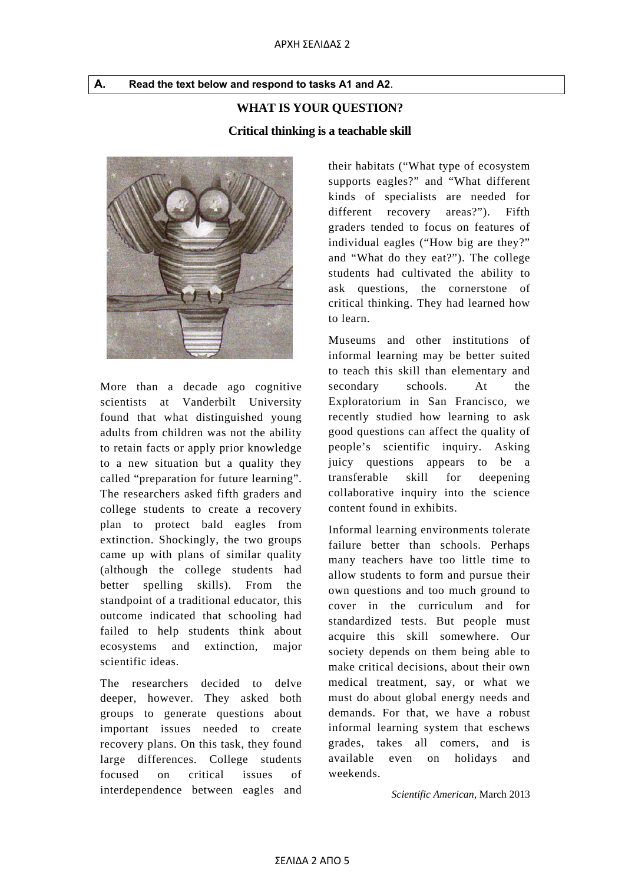**A. Read the text below and respond to tasks A1 and A2.**

## WHAT IS YOUR QUESTION?

### Critical thinking is a teachable skill

More than a decade ago cognitive scientists at Vanderbilt University found that what distinguished young adults from children was not the ability to retain facts or apply prior knowledge to a new situation but a quality they called "preparation for future learning". The researchers asked fifth graders and college students to create a recovery plan to protect bald eagles from extinction. Shockingly, the two groups came up with plans of similar quality (although the college students had better spelling skills). From the standpoint of a traditional educator, this outcome indicated that schooling had failed to help students think about ecosystems and extinction, major scientific ideas.

The researchers decided to delve deeper, however. They asked both groups to generate questions about important issues needed to create recovery plans. On this task, they found large differences. College students focused on critical issues of interdependence between eagles and their habitats ("What type of ecosystem supports eagles?" and "What different kinds of specialists are needed for different recovery areas?"). Fifth graders tended to focus on features of individual eagles ("How big are they?" and "What do they eat?"). The college students had cultivated the ability to ask questions, the cornerstone of critical thinking. They had learned how to learn.

Museums and other institutions of informal learning may be better suited to teach this skill than elementary and secondary schools. At the Exploratorium in San Francisco, we recently studied how learning to ask good questions can affect the quality of people's scientific inquiry. Asking juicy questions appears to be a transferable skill for deepening collaborative inquiry into the science content found in exhibits.

Informal learning environments tolerate failure better than schools. Perhaps many teachers have too little time to allow students to form and pursue their own questions and too much ground to cover in the curriculum and for standardized tests. But people must acquire this skill somewhere. Our society depends on them being able to make critical decisions, about their own medical treatment, say, or what we must do about global energy needs and demands. For that, we have a robust informal learning system that eschews grades, takes all comers, and is available even on holidays and weekends.

*Scientific American*, March 2013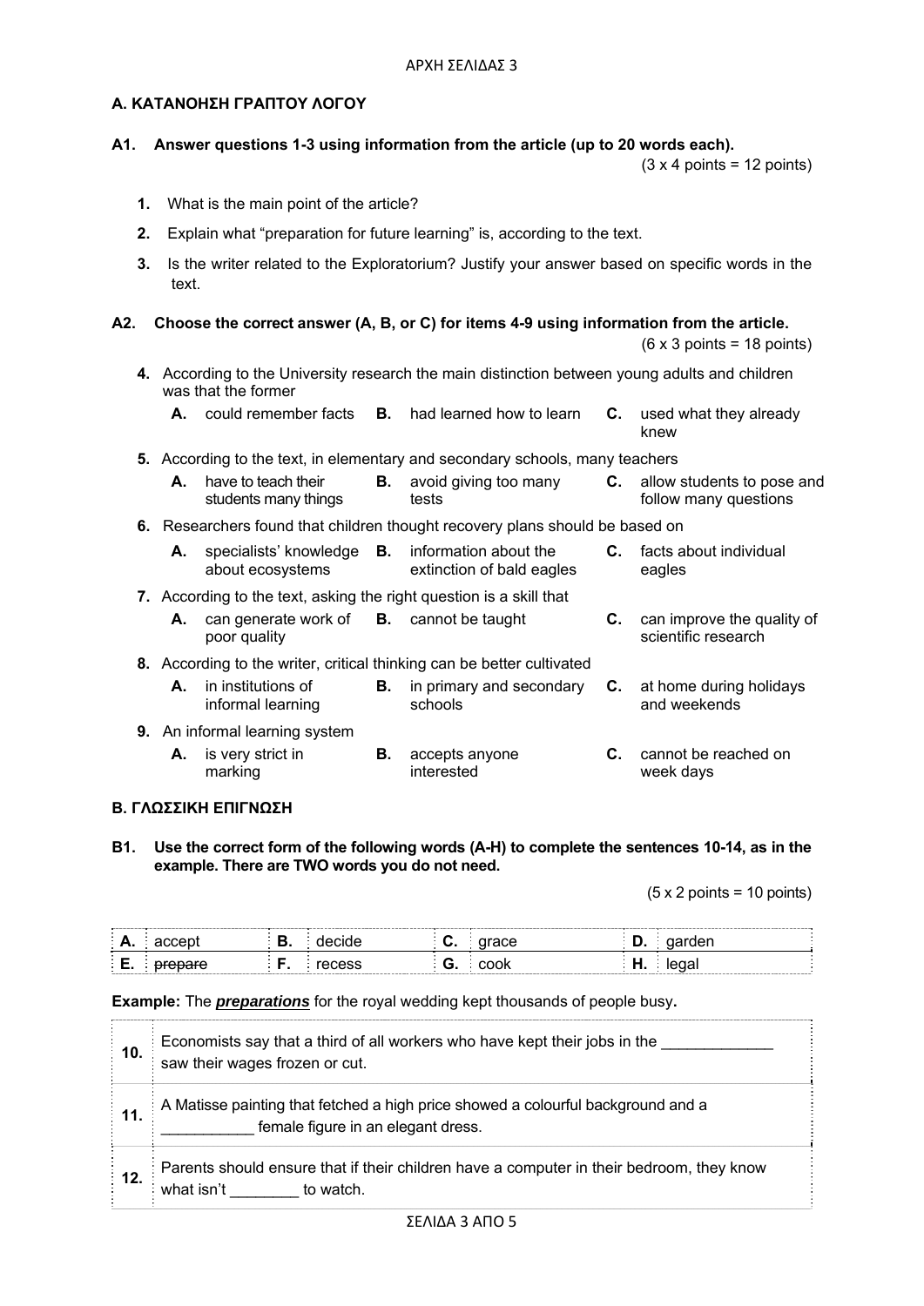## Α. ΚΑΤΑΝΟΗΣΗ ΓΡΑΠΤΟΥ ΛΟΓΟΥ

**A1. Answer questions 1-3 using information from the article (up to 20 words each).**

(3 x 4 points = 12 points)

1. What is the main point of the article?
2. Explain what "preparation for future learning" is, according to the text.
3. Is the writer related to the Exploratorium? Justify your answer based on specific words in the text.

**A2. Choose the correct answer (A, B, or C) for items 4-9 using information from the article.**

(6 x 3 points = 18 points)

4. According to the University research the main distinction between young adults and children was that the former
   - **A.** could remember facts
   - **B.** had learned how to learn
   - **C.** used what they already knew
5. According to the text, in elementary and secondary schools, many teachers
   - **A.** have to teach their students many things
   - **B.** avoid giving too many tests
   - **C.** allow students to pose and follow many questions
6. Researchers found that children thought recovery plans should be based on
   - **A.** specialists' knowledge about ecosystems
   - **B.** information about the extinction of bald eagles
   - **C.** facts about individual eagles
7. According to the text, asking the right question is a skill that
   - **A.** can generate work of poor quality
   - **B.** cannot be taught
   - **C.** can improve the quality of scientific research
8. According to the writer, critical thinking can be better cultivated
   - **A.** in institutions of informal learning
   - **B.** in primary and secondary schools
   - **C.** at home during holidays and weekends
9. An informal learning system
   - **A.** is very strict in marking
   - **B.** accepts anyone interested
   - **C.** cannot be reached on week days

## Β. ΓΛΩΣΣΙΚΗ ΕΠΙΓΝΩΣΗ

**B1. Use the correct form of the following words (A-H) to complete the sentences 10-14, as in the example. There are TWO words you do not need.**

(5 x 2 points = 10 points)

| | | | | | | | |
|---|---|---|---|---|---|---|---|
| **A.** | accept | **B.** | decide | **C.** | grace | **D.** | garden |
| **E.** | ~~prepare~~ | **F.** | recess | **G.** | cook | **H.** | legal |

**Example:** The ***preparations*** for the royal wedding kept thousands of people busy.

| | |
|---|---|
| **10.** | Economists say that a third of all workers who have kept their jobs in the _____________ saw their wages frozen or cut. |
| **11.** | A Matisse painting that fetched a high price showed a colourful background and a ___________ female figure in an elegant dress. |
| **12.** | Parents should ensure that if their children have a computer in their bedroom, they know what isn't ________ to watch. |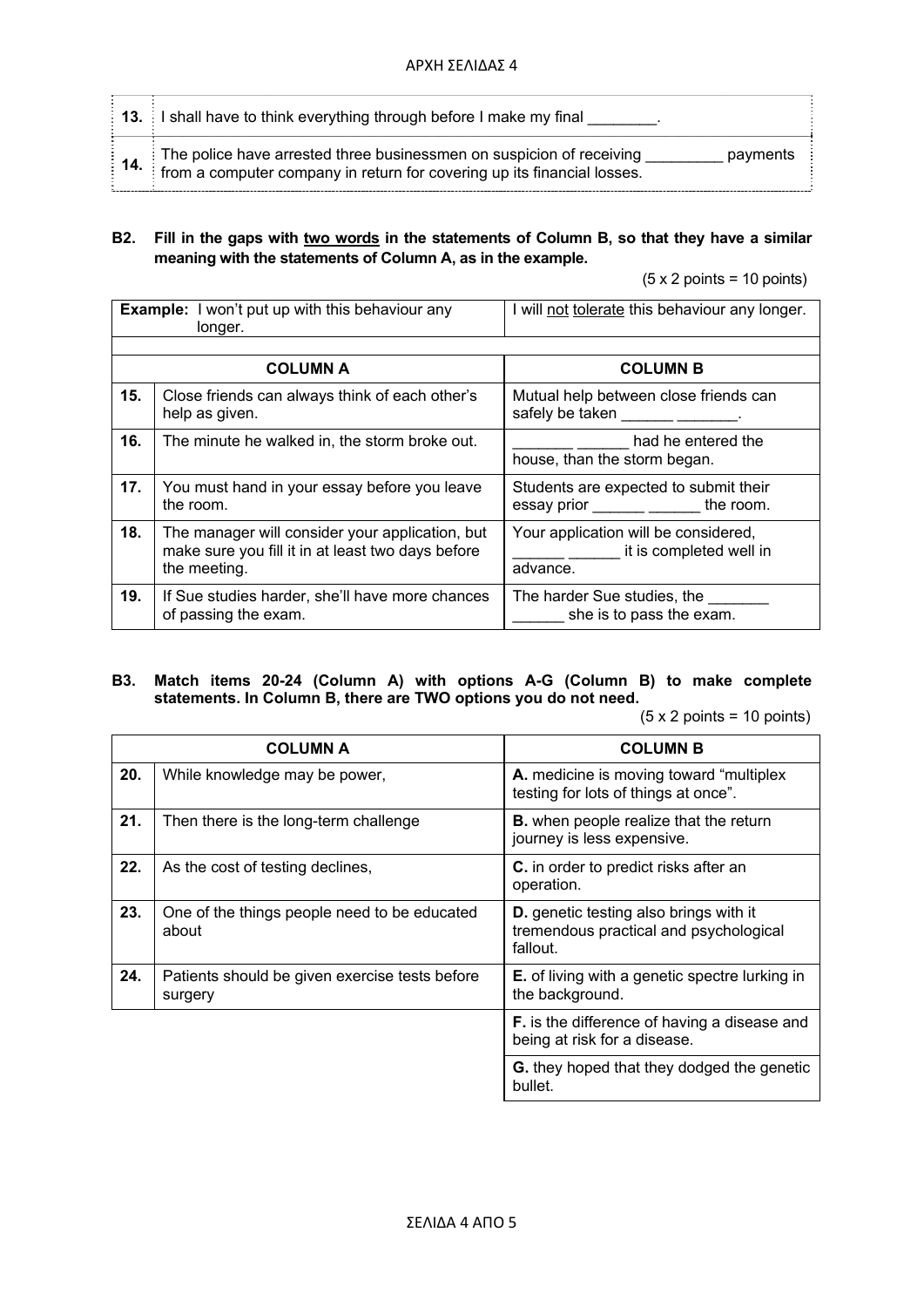| | |
|---|---|
| **13.** | I shall have to think everything through before I make my final ________. |
| **14.** | The police have arrested three businessmen on suspicion of receiving _________ payments from a computer company in return for covering up its financial losses. |

**B2. Fill in the gaps with <u>two words</u> in the statements of Column B, so that they have a similar meaning with the statements of Column A, as in the example.**

(5 x 2 points = 10 points)

| | | |
|---|---|---|
| **Example:** | I won't put up with this behaviour any longer. | I will <u>not</u> <u>tolerate</u> this behaviour any longer. |
| | **COLUMN A** | **COLUMN B** |
| **15.** | Close friends can always think of each other's help as given. | Mutual help between close friends can safely be taken ______ _______. |
| **16.** | The minute he walked in, the storm broke out. | _______ ______ had he entered the house, than the storm began. |
| **17.** | You must hand in your essay before you leave the room. | Students are expected to submit their essay prior ______ ______ the room. |
| **18.** | The manager will consider your application, but make sure you fill it in at least two days before the meeting. | Your application will be considered, ______ ______ it is completed well in advance. |
| **19.** | If Sue studies harder, she'll have more chances of passing the exam. | The harder Sue studies, the _______ ______ she is to pass the exam. |

**B3. Match items 20-24 (Column A) with options A-G (Column B) to make complete statements. In Column B, there are TWO options you do not need.**

(5 x 2 points = 10 points)

| | **COLUMN A** | **COLUMN B** |
|---|---|---|
| **20.** | While knowledge may be power, | **A.** medicine is moving toward "multiplex testing for lots of things at once". |
| **21.** | Then there is the long-term challenge | **B.** when people realize that the return journey is less expensive. |
| **22.** | As the cost of testing declines, | **C.** in order to predict risks after an operation. |
| **23.** | One of the things people need to be educated about | **D.** genetic testing also brings with it tremendous practical and psychological fallout. |
| **24.** | Patients should be given exercise tests before surgery | **E.** of living with a genetic spectre lurking in the background. |
| | | **F.** is the difference of having a disease and being at risk for a disease. |
| | | **G.** they hoped that they dodged the genetic bullet. |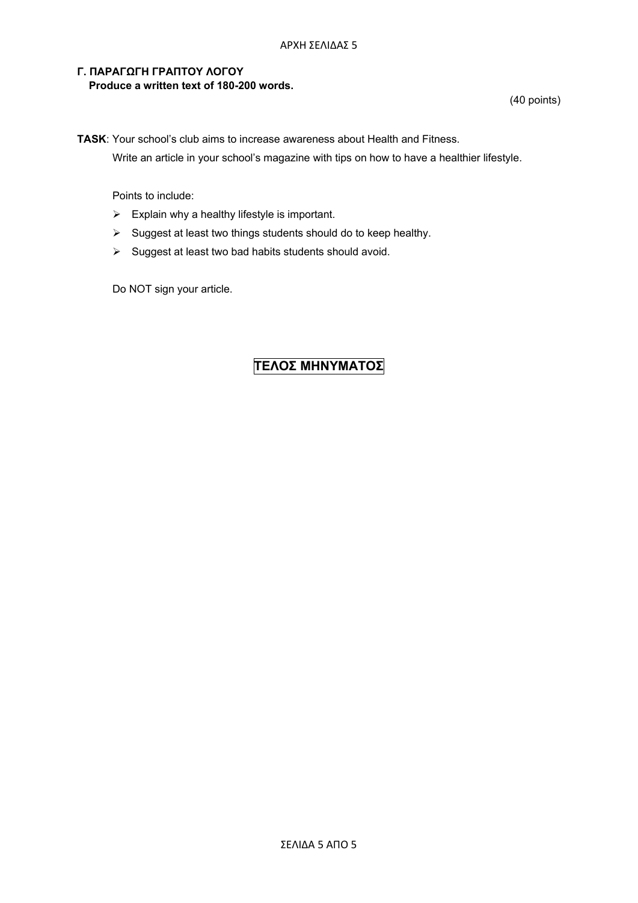### Γ. ΠΑΡΑΓΩΓΗ ΓΡΑΠΤΟΥ ΛΟΓΟΥ

**Produce a written text of 180-200 words.**

(40 points)

**TASK**: Your school's club aims to increase awareness about Health and Fitness.

Write an article in your school's magazine with tips on how to have a healthier lifestyle.

Points to include:

- Explain why a healthy lifestyle is important.
- Suggest at least two things students should do to keep healthy.
- Suggest at least two bad habits students should avoid.

Do NOT sign your article.

**ΤΕΛΟΣ ΜΗΝΥΜΑΤΟΣ**